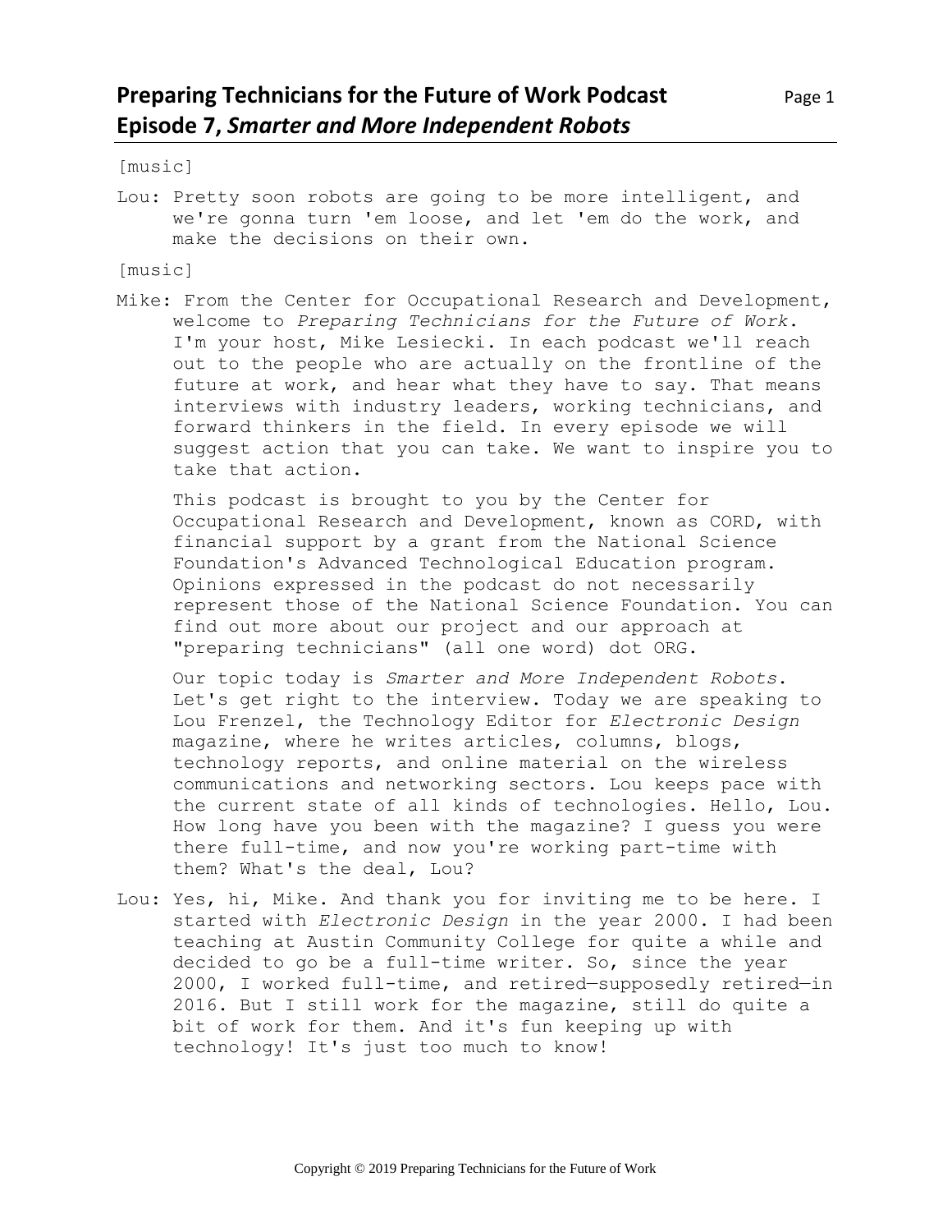# Preparing Technicians for the Future of Work Podcast
## Episode 7, *Smarter and More Independent Robots*

[music]

Lou: Pretty soon robots are going to be more intelligent, and we're gonna turn 'em loose, and let 'em do the work, and make the decisions on their own.

[music]

Mike: From the Center for Occupational Research and Development, welcome to *Preparing Technicians for the Future of Work*. I'm your host, Mike Lesiecki. In each podcast we'll reach out to the people who are actually on the frontline of the future at work, and hear what they have to say. That means interviews with industry leaders, working technicians, and forward thinkers in the field. In every episode we will suggest action that you can take. We want to inspire you to take that action.

This podcast is brought to you by the Center for Occupational Research and Development, known as CORD, with financial support by a grant from the National Science Foundation's Advanced Technological Education program. Opinions expressed in the podcast do not necessarily represent those of the National Science Foundation. You can find out more about our project and our approach at "preparing technicians" (all one word) dot ORG.

Our topic today is *Smarter and More Independent Robots*. Let's get right to the interview. Today we are speaking to Lou Frenzel, the Technology Editor for *Electronic Design* magazine, where he writes articles, columns, blogs, technology reports, and online material on the wireless communications and networking sectors. Lou keeps pace with the current state of all kinds of technologies. Hello, Lou. How long have you been with the magazine? I guess you were there full-time, and now you're working part-time with them? What's the deal, Lou?

Lou: Yes, hi, Mike. And thank you for inviting me to be here. I started with *Electronic Design* in the year 2000. I had been teaching at Austin Community College for quite a while and decided to go be a full-time writer. So, since the year 2000, I worked full-time, and retired—supposedly retired—in 2016. But I still work for the magazine, still do quite a bit of work for them. And it's fun keeping up with technology! It's just too much to know!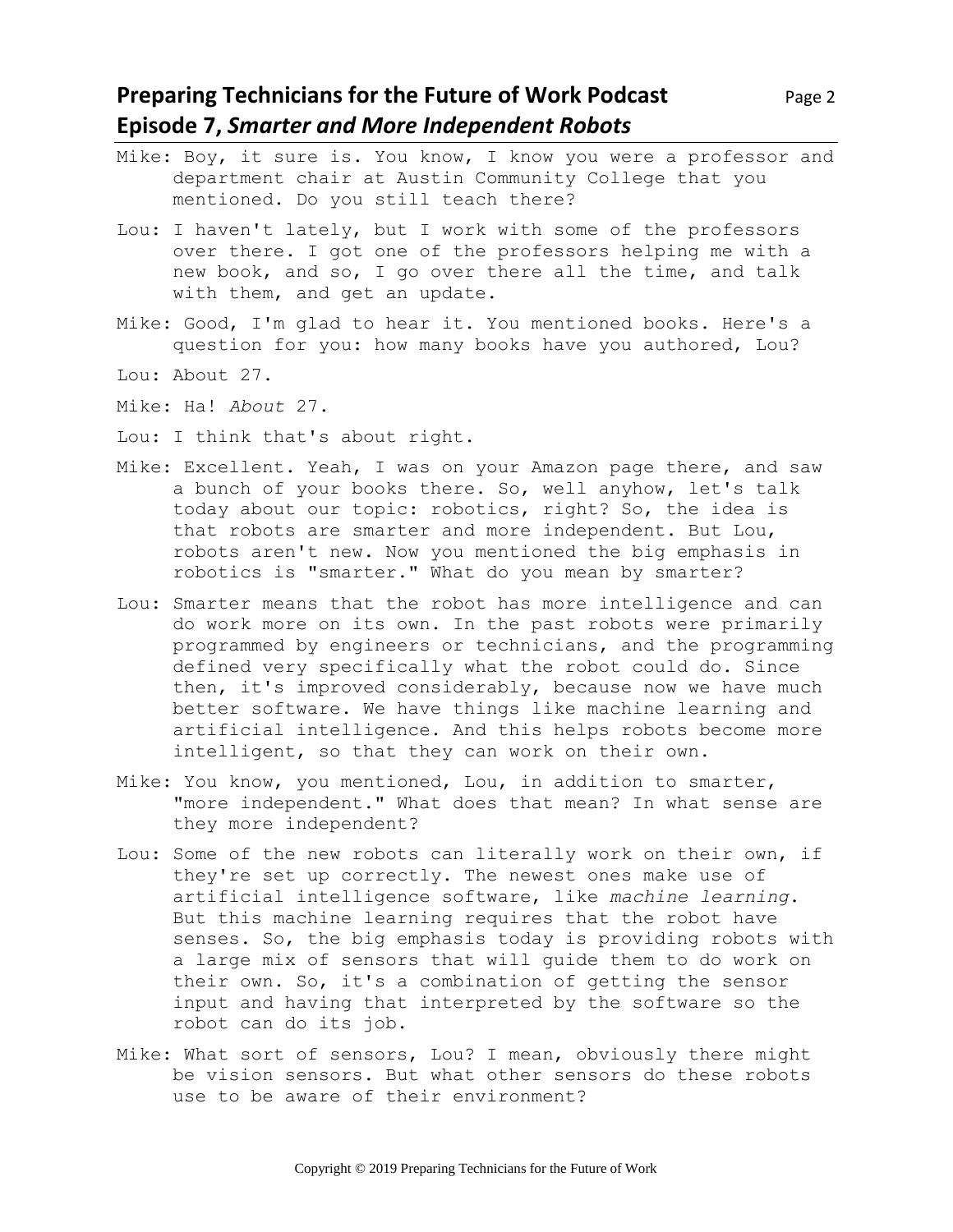Mike: Boy, it sure is. You know, I know you were a professor and department chair at Austin Community College that you mentioned. Do you still teach there?

Lou: I haven't lately, but I work with some of the professors over there. I got one of the professors helping me with a new book, and so, I go over there all the time, and talk with them, and get an update.

Mike: Good, I'm glad to hear it. You mentioned books. Here's a question for you: how many books have you authored, Lou?

Lou: About 27.

Mike: Ha! *About* 27.

Lou: I think that's about right.

Mike: Excellent. Yeah, I was on your Amazon page there, and saw a bunch of your books there. So, well anyhow, let's talk today about our topic: robotics, right? So, the idea is that robots are smarter and more independent. But Lou, robots aren't new. Now you mentioned the big emphasis in robotics is "smarter." What do you mean by smarter?

Lou: Smarter means that the robot has more intelligence and can do work more on its own. In the past robots were primarily programmed by engineers or technicians, and the programming defined very specifically what the robot could do. Since then, it's improved considerably, because now we have much better software. We have things like machine learning and artificial intelligence. And this helps robots become more intelligent, so that they can work on their own.

Mike: You know, you mentioned, Lou, in addition to smarter, "more independent." What does that mean? In what sense are they more independent?

Lou: Some of the new robots can literally work on their own, if they're set up correctly. The newest ones make use of artificial intelligence software, like *machine learning*. But this machine learning requires that the robot have senses. So, the big emphasis today is providing robots with a large mix of sensors that will guide them to do work on their own. So, it's a combination of getting the sensor input and having that interpreted by the software so the robot can do its job.

Mike: What sort of sensors, Lou? I mean, obviously there might be vision sensors. But what other sensors do these robots use to be aware of their environment?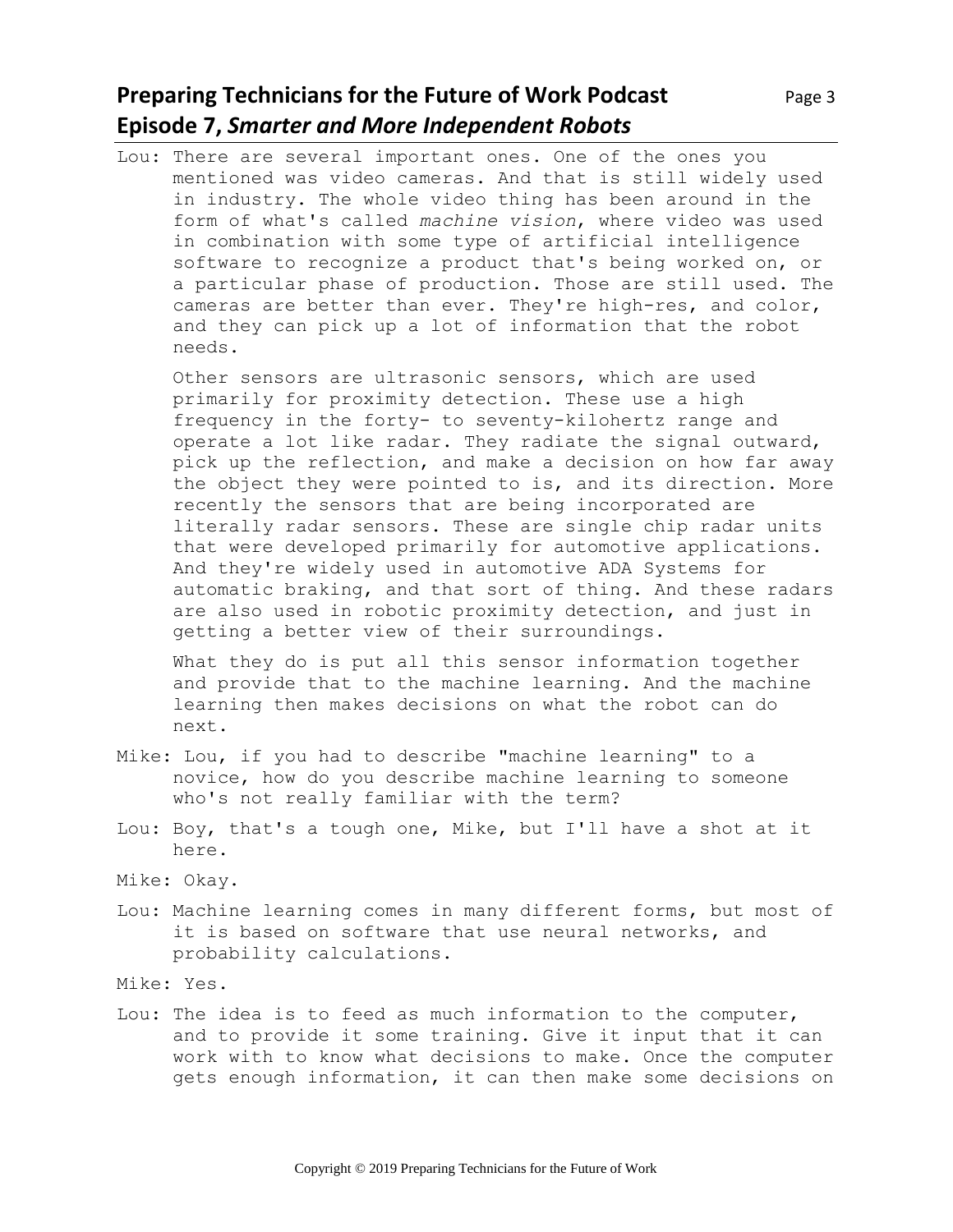Lou: There are several important ones. One of the ones you mentioned was video cameras. And that is still widely used in industry. The whole video thing has been around in the form of what's called *machine vision*, where video was used in combination with some type of artificial intelligence software to recognize a product that's being worked on, or a particular phase of production. Those are still used. The cameras are better than ever. They're high-res, and color, and they can pick up a lot of information that the robot needs.

Other sensors are ultrasonic sensors, which are used primarily for proximity detection. These use a high frequency in the forty- to seventy-kilohertz range and operate a lot like radar. They radiate the signal outward, pick up the reflection, and make a decision on how far away the object they were pointed to is, and its direction. More recently the sensors that are being incorporated are literally radar sensors. These are single chip radar units that were developed primarily for automotive applications. And they're widely used in automotive ADA Systems for automatic braking, and that sort of thing. And these radars are also used in robotic proximity detection, and just in getting a better view of their surroundings.

What they do is put all this sensor information together and provide that to the machine learning. And the machine learning then makes decisions on what the robot can do next.

Mike: Lou, if you had to describe "machine learning" to a novice, how do you describe machine learning to someone who's not really familiar with the term?

Lou: Boy, that's a tough one, Mike, but I'll have a shot at it here.

Mike: Okay.

Lou: Machine learning comes in many different forms, but most of it is based on software that use neural networks, and probability calculations.

Mike: Yes.

Lou: The idea is to feed as much information to the computer, and to provide it some training. Give it input that it can work with to know what decisions to make. Once the computer gets enough information, it can then make some decisions on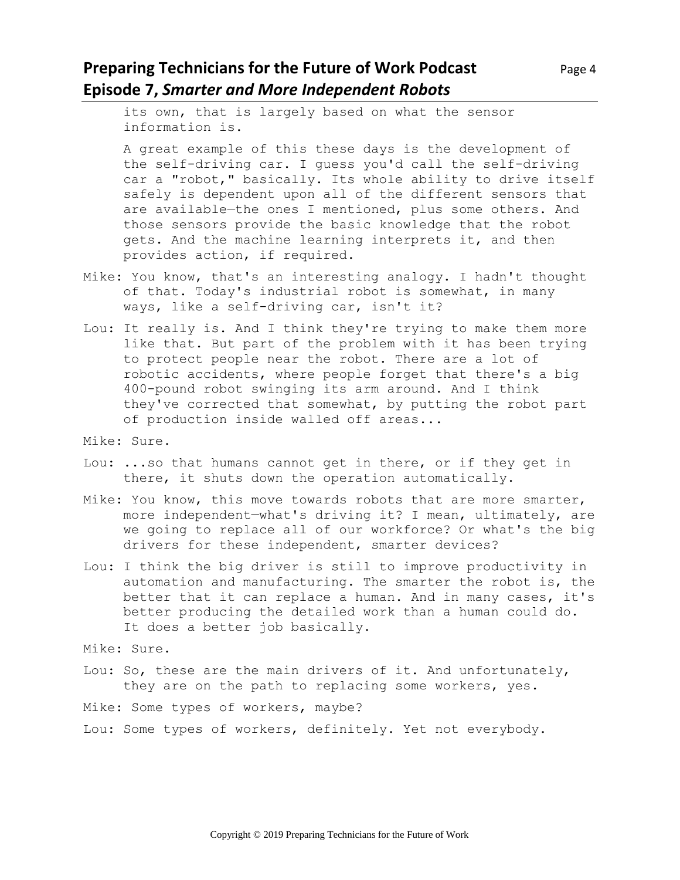its own, that is largely based on what the sensor information is.

A great example of this these days is the development of the self-driving car. I guess you'd call the self-driving car a "robot," basically. Its whole ability to drive itself safely is dependent upon all of the different sensors that are available—the ones I mentioned, plus some others. And those sensors provide the basic knowledge that the robot gets. And the machine learning interprets it, and then provides action, if required.

Mike: You know, that's an interesting analogy. I hadn't thought of that. Today's industrial robot is somewhat, in many ways, like a self-driving car, isn't it?

Lou: It really is. And I think they're trying to make them more like that. But part of the problem with it has been trying to protect people near the robot. There are a lot of robotic accidents, where people forget that there's a big 400-pound robot swinging its arm around. And I think they've corrected that somewhat, by putting the robot part of production inside walled off areas...

Mike: Sure.

Lou: ...so that humans cannot get in there, or if they get in there, it shuts down the operation automatically.

Mike: You know, this move towards robots that are more smarter, more independent—what's driving it? I mean, ultimately, are we going to replace all of our workforce? Or what's the big drivers for these independent, smarter devices?

Lou: I think the big driver is still to improve productivity in automation and manufacturing. The smarter the robot is, the better that it can replace a human. And in many cases, it's better producing the detailed work than a human could do. It does a better job basically.

Mike: Sure.

Lou: So, these are the main drivers of it. And unfortunately, they are on the path to replacing some workers, yes.

Mike: Some types of workers, maybe?

Lou: Some types of workers, definitely. Yet not everybody.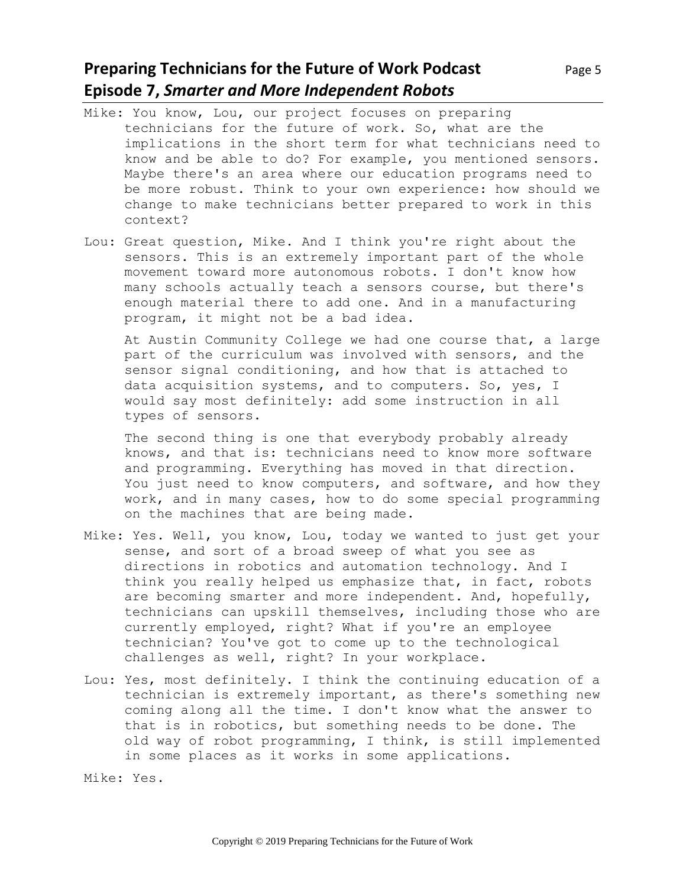Mike: You know, Lou, our project focuses on preparing technicians for the future of work. So, what are the implications in the short term for what technicians need to know and be able to do? For example, you mentioned sensors. Maybe there's an area where our education programs need to be more robust. Think to your own experience: how should we change to make technicians better prepared to work in this context?

Lou: Great question, Mike. And I think you're right about the sensors. This is an extremely important part of the whole movement toward more autonomous robots. I don't know how many schools actually teach a sensors course, but there's enough material there to add one. And in a manufacturing program, it might not be a bad idea.

At Austin Community College we had one course that, a large part of the curriculum was involved with sensors, and the sensor signal conditioning, and how that is attached to data acquisition systems, and to computers. So, yes, I would say most definitely: add some instruction in all types of sensors.

The second thing is one that everybody probably already knows, and that is: technicians need to know more software and programming. Everything has moved in that direction. You just need to know computers, and software, and how they work, and in many cases, how to do some special programming on the machines that are being made.

Mike: Yes. Well, you know, Lou, today we wanted to just get your sense, and sort of a broad sweep of what you see as directions in robotics and automation technology. And I think you really helped us emphasize that, in fact, robots are becoming smarter and more independent. And, hopefully, technicians can upskill themselves, including those who are currently employed, right? What if you're an employee technician? You've got to come up to the technological challenges as well, right? In your workplace.

Lou: Yes, most definitely. I think the continuing education of a technician is extremely important, as there's something new coming along all the time. I don't know what the answer to that is in robotics, but something needs to be done. The old way of robot programming, I think, is still implemented in some places as it works in some applications.

Mike: Yes.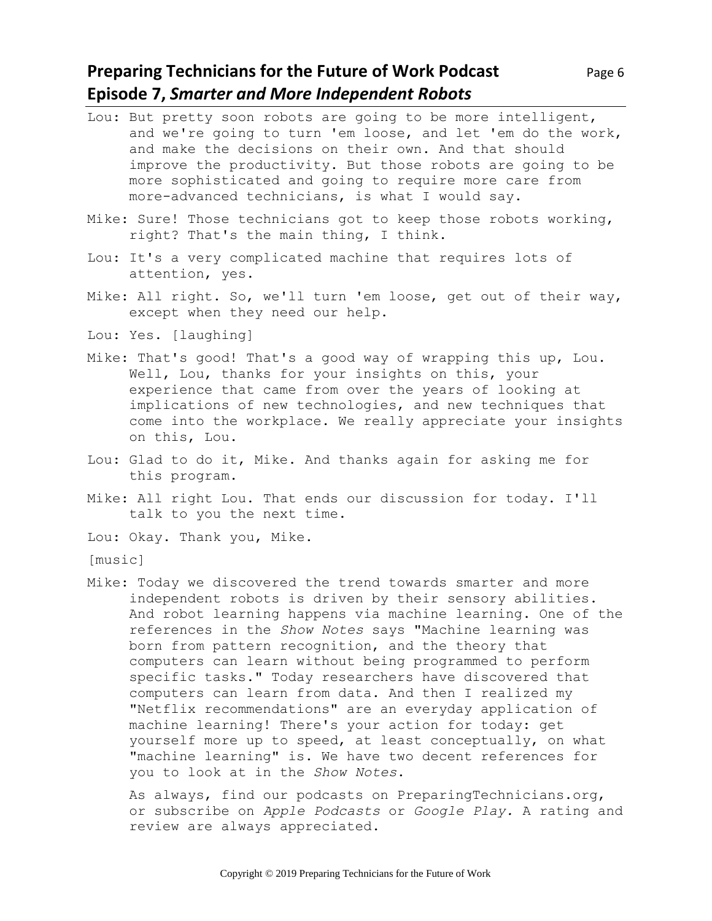Lou: But pretty soon robots are going to be more intelligent, and we're going to turn 'em loose, and let 'em do the work, and make the decisions on their own. And that should improve the productivity. But those robots are going to be more sophisticated and going to require more care from more-advanced technicians, is what I would say.

Mike: Sure! Those technicians got to keep those robots working, right? That's the main thing, I think.

Lou: It's a very complicated machine that requires lots of attention, yes.

Mike: All right. So, we'll turn 'em loose, get out of their way, except when they need our help.

Lou: Yes. [laughing]

Mike: That's good! That's a good way of wrapping this up, Lou. Well, Lou, thanks for your insights on this, your experience that came from over the years of looking at implications of new technologies, and new techniques that come into the workplace. We really appreciate your insights on this, Lou.

Lou: Glad to do it, Mike. And thanks again for asking me for this program.

Mike: All right Lou. That ends our discussion for today. I'll talk to you the next time.

Lou: Okay. Thank you, Mike.

[music]

Mike: Today we discovered the trend towards smarter and more independent robots is driven by their sensory abilities. And robot learning happens via machine learning. One of the references in the *Show Notes* says "Machine learning was born from pattern recognition, and the theory that computers can learn without being programmed to perform specific tasks." Today researchers have discovered that computers can learn from data. And then I realized my "Netflix recommendations" are an everyday application of machine learning! There's your action for today: get yourself more up to speed, at least conceptually, on what "machine learning" is. We have two decent references for you to look at in the *Show Notes*.

As always, find our podcasts on PreparingTechnicians.org, or subscribe on *Apple Podcasts* or *Google Play.* A rating and review are always appreciated.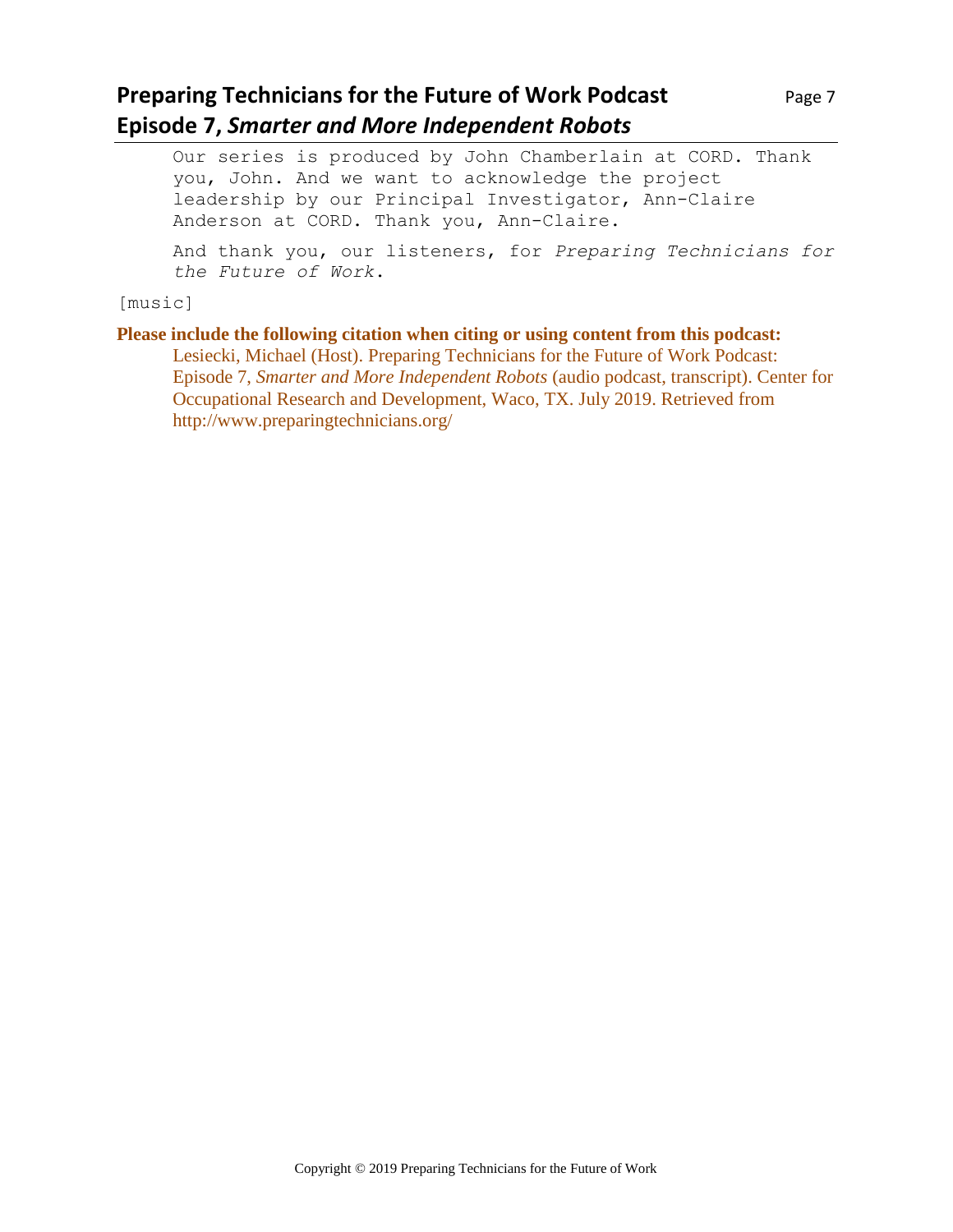Our series is produced by John Chamberlain at CORD. Thank you, John. And we want to acknowledge the project leadership by our Principal Investigator, Ann-Claire Anderson at CORD. Thank you, Ann-Claire.

And thank you, our listeners, for *Preparing Technicians for the Future of Work*.

[music]

**Please include the following citation when citing or using content from this podcast:**

Lesiecki, Michael (Host). Preparing Technicians for the Future of Work Podcast: Episode 7, *Smarter and More Independent Robots* (audio podcast, transcript). Center for Occupational Research and Development, Waco, TX. July 2019. Retrieved from http://www.preparingtechnicians.org/